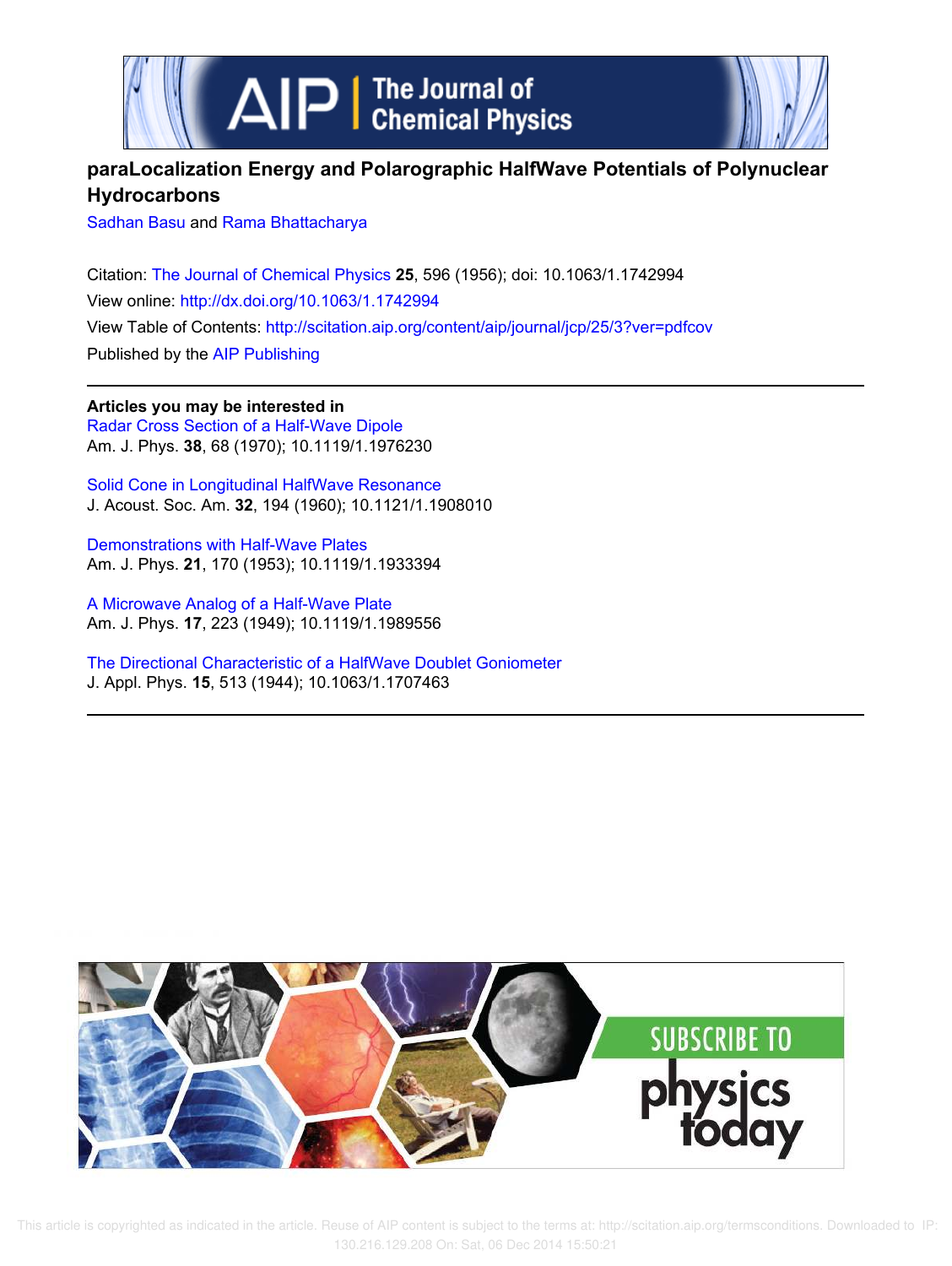# paraLocalization Energy and Polarographic HalfWave Potentials of Polynuclear Hydrocarbons

Sadhan Basu and Rama Bhattacharya

Citation: The Journal of Chemical Physics **25**, 596 (1956); doi: 10.1063/1.1742994

View online: http://dx.doi.org/10.1063/1.1742994

View Table of Contents: http://scitation.aip.org/content/aip/journal/jcp/25/3?ver=pdfcov

Published by the AIP Publishing

**Articles you may be interested in**

Radar Cross Section of a Half-Wave Dipole
Am. J. Phys. **38**, 68 (1970); 10.1119/1.1976230

Solid Cone in Longitudinal HalfWave Resonance
J. Acoust. Soc. Am. **32**, 194 (1960); 10.1121/1.1908010

Demonstrations with Half-Wave Plates
Am. J. Phys. **21**, 170 (1953); 10.1119/1.1933394

A Microwave Analog of a Half-Wave Plate
Am. J. Phys. **17**, 223 (1949); 10.1119/1.1989556

The Directional Characteristic of a HalfWave Doublet Goniometer
J. Appl. Phys. **15**, 513 (1944); 10.1063/1.1707463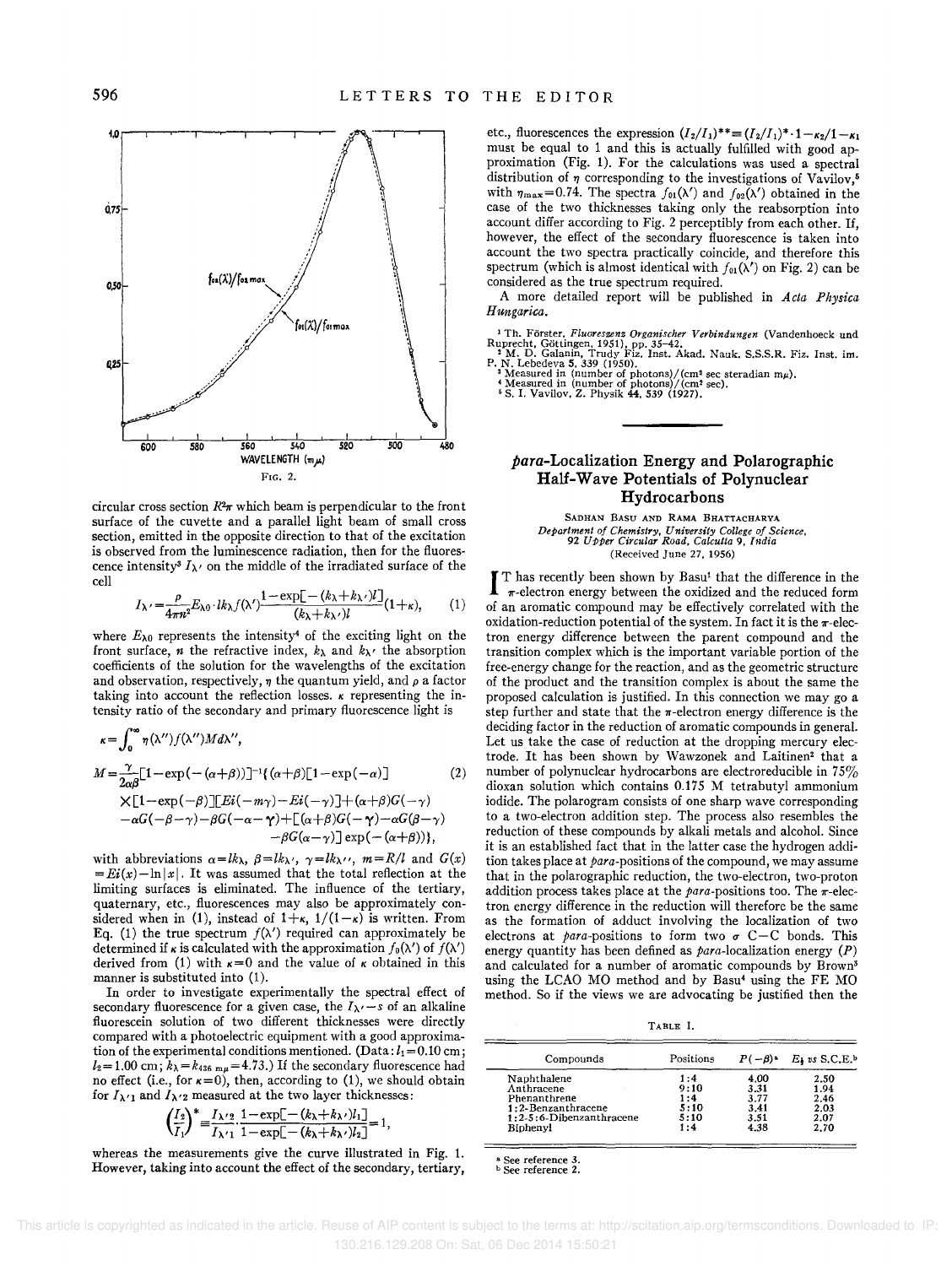Fig. 2.

circular cross section $R^2\pi$ which beam is perpendicular to the front surface of the cuvette and a parallel light beam of small cross section, emitted in the opposite direction to that of the excitation is observed from the luminescence radiation, then for the fluorescence intensity[3] $I_{\lambda'}$ on the middle of the irradiated surface of the cell

$$I_{\lambda'}=\frac{\rho}{4\pi n^2}E_{\lambda 0}\cdot lk_\lambda f(\lambda')\frac{1-\exp[-(k_\lambda+k_{\lambda'})l]}{(k_\lambda+k_{\lambda'})l}(1+\kappa), \qquad (1)$$

where $E_{\lambda 0}$ represents the intensity[4] of the exciting light on the front surface, $n$ the refractive index, $k_\lambda$ and $k_{\lambda'}$ the absorption coefficients of the solution for the wavelengths of the excitation and observation, respectively, $\eta$ the quantum yield, and $\rho$ a factor taking into account the reflection losses. $\kappa$ representing the intensity ratio of the secondary and primary fluorescence light is

$$\kappa=\int_0^\infty \eta(\lambda'')f(\lambda'')Md\lambda'',$$

$$\begin{aligned}M=\frac{\gamma}{2\alpha\beta}&[1-\exp(-(\alpha+\beta))]^{-1}\{(\alpha+\beta)[1-\exp(-\alpha)] \\ &\times[1-\exp(-\beta)][Ei(-m\gamma)-Ei(-\gamma)]+(\alpha+\beta)G(-\gamma) \\ &-\alpha G(-\beta-\gamma)-\beta G(-\alpha-\gamma)+[(\alpha+\beta)G(-\gamma)-\alpha G(\beta-\gamma) \\ &-\beta G(\alpha-\gamma)]\exp(-(\alpha+\beta))\},\end{aligned} \qquad (2)$$

with abbreviations $\alpha=lk_\lambda$, $\beta=lk_{\lambda'}$, $\gamma=lk_{\lambda''}$, $m=R/l$ and $G(x)=Ei(x)-\ln|x|$. It was assumed that the total reflection at the limiting surfaces is eliminated. The influence of the tertiary, quaternary, etc., fluorescences may also be approximately considered when in (1), instead of $1+\kappa$, $1/(1-\kappa)$ is written. From Eq. (1) the true spectrum $f(\lambda')$ required can approximately be determined if $\kappa$ is calculated with the approximation $f_0(\lambda')$ of $f(\lambda')$ derived from (1) with $\kappa=0$ and the value of $\kappa$ obtained in this manner is substituted into (1).

In order to investigate experimentally the spectral effect of secondary fluorescence for a given case, the $I_{\lambda'}$-s of an alkaline fluorescein solution of two different thicknesses were directly compared with a photoelectric equipment with a good approximation of the experimental conditions mentioned. (Data: $l_1=0.10$ cm; $l_2=1.00$ cm; $k_\lambda=k_{436\ m\mu}=4.73$.) If the secondary fluorescence had no effect (i.e., for $\kappa=0$), then, according to (1), we should obtain for $I_{\lambda'1}$ and $I_{\lambda'2}$ measured at the two layer thicknesses:

$$\left(\frac{I_2}{I_1}\right)^*\equiv\frac{I_{\lambda'2}}{I_{\lambda'1}}\cdot\frac{1-\exp[-(k_\lambda+k_{\lambda'})l_1]}{1-\exp[-(k_\lambda+k_{\lambda'})l_2]}=1,$$

whereas the measurements give the curve illustrated in Fig. 1. However, taking into account the effect of the secondary, tertiary, etc., fluorescences the expression $(I_2/I_1)^{**}\equiv(I_2/I_1)^*\cdot 1-\kappa_2/1-\kappa_1$ must be equal to 1 and this is actually fulfilled with good approximation (Fig. 1). For the calculations was used a spectral distribution of $\eta$ corresponding to the investigations of Vavilov,[5] with $\eta_{max}=0.74$. The spectra $f_{01}(\lambda')$ and $f_{02}(\lambda')$ obtained in the case of the two thicknesses taking only the reabsorption into account differ according to Fig. 2 perceptibly from each other. If, however, the effect of the secondary fluorescence is taken into account the two spectra practically coincide, and therefore this spectrum (which is almost identical with $f_{01}(\lambda')$ on Fig. 2) can be considered as the true spectrum required.

A more detailed report will be published in *Acta Physica Hungarica*.

[1] Th. Förster, *Fluoreszenz Organischer Verbindungen* (Vandenhoeck und Ruprecht, Göttingen, 1951), pp. 35–42.
[2] M. D. Galanin, Trudy Fiz. Inst. Akad. Nauk. S.S.S.R. Fiz. Inst. im. P. N. Lebedeva 5, 339 (1950).
[3] Measured in (number of photons)/(cm² sec steradian mμ).
[4] Measured in (number of photons)/(cm² sec).
[5] S. I. Vavilov, Z. Physik 44, 539 (1927).

## *para*-Localization Energy and Polarographic Half-Wave Potentials of Polynuclear Hydrocarbons

Sadhan Basu and Rama Bhattacharya
*Department of Chemistry, University College of Science, 92 Upper Circular Road, Calcutta 9, India*
(Received June 27, 1956)

It has recently been shown by Basu[1] that the difference in the $\pi$-electron energy between the oxidized and the reduced form of an aromatic compound may be effectively correlated with the oxidation-reduction potential of the system. In fact it is the $\pi$-electron energy difference between the parent compound and the transition complex which is the important variable portion of the free-energy change for the reaction, and as the geometric structure of the product and the transition complex is about the same the proposed calculation is justified. In this connection we may go a step further and state that the $\pi$-electron energy difference is the deciding factor in the reduction of aromatic compounds in general. Let us take the case of reduction at the dropping mercury electrode. It has been shown by Wawzonek and Laitinen[2] that a number of polynuclear hydrocarbons are electroreducible in 75% dioxan solution which contains 0.175 M tetrabutyl ammonium iodide. The polarogram consists of one sharp wave corresponding to a two-electron addition step. The process also resembles the reduction of these compounds by alkali metals and alcohol. Since it is an established fact that in the latter case the hydrogen addition takes place at *para*-positions of the compound, we may assume that in the polarographic reduction, the two-electron, two-proton addition process takes place at the *para*-positions too. The $\pi$-electron energy difference in the reduction will therefore be the same as the formation of adduct involving the localization of two electrons at *para*-positions to form two $\sigma$ C–C bonds. This energy quantity has been defined as *para*-localization energy ($P$) and calculated for a number of aromatic compounds by Brown[3] using the LCAO MO method and by Basu[4] using the FE MO method. So if the views we are advocating be justified then the

Table I.

| Compounds | Positions | $P(-\beta)$[a] | $E_{\frac{1}{2}}$ vs S.C.E.[b] |
|---|---|---|---|
| Naphthalene | 1:4 | 4.00 | 2.50 |
| Anthracene | 9:10 | 3.31 | 1.94 |
| Phenanthrene | 1:4 | 3.77 | 2.46 |
| 1:2-Benzanthracene | 5:10 | 3.41 | 2.03 |
| 1:2-5:6-Dibenzanthracene | 5:10 | 3.51 | 2.07 |
| Biphenyl | 1:4 | 4.38 | 2.70 |

[a] See reference 3.
[b] See reference 2.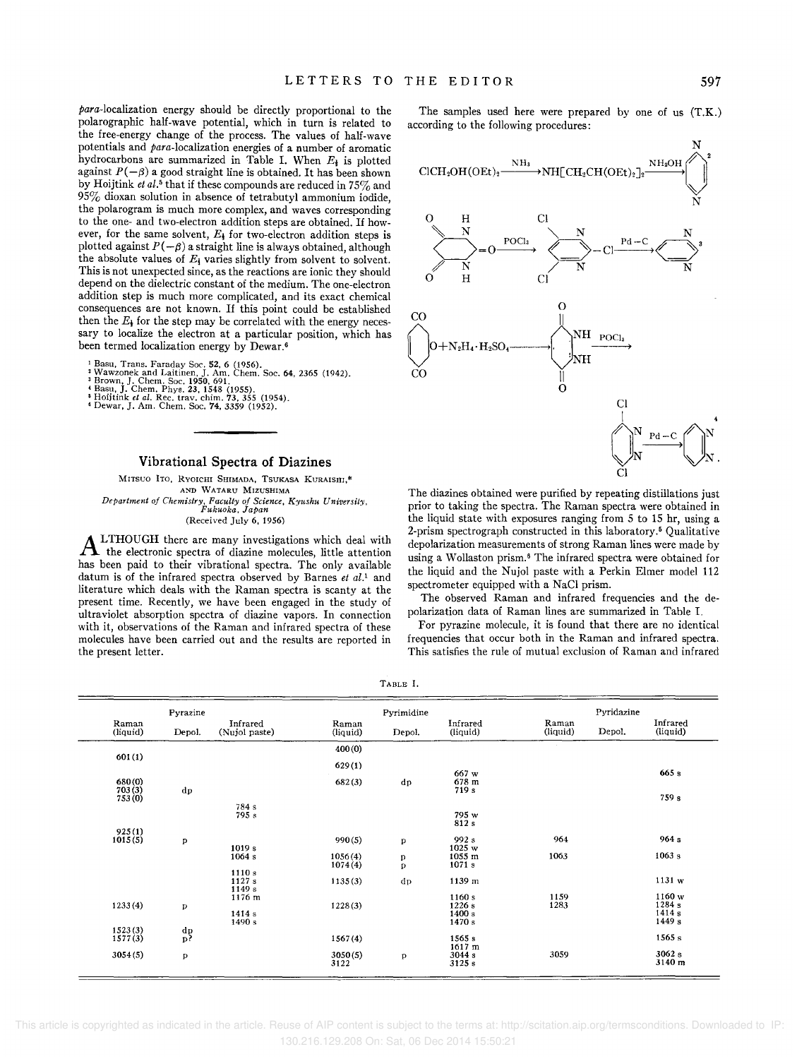*para*-localization energy should be directly proportional to the polarographic half-wave potential, which in turn is related to the free-energy change of the process. The values of half-wave potentials and *para*-localization energies of a number of aromatic hydrocarbons are summarized in Table I. When $E_{\frac{1}{2}}$ is plotted against $P(-\beta)$ a good straight line is obtained. It has been shown by Hoijtink *et al.*[5] that if these compounds are reduced in 75% and 95% dioxan solution in absence of tetrabutyl ammonium iodide, the polarogram is much more complex, and waves corresponding to the one- and two-electron addition steps are obtained. If however, for the same solvent, $E_{\frac{1}{2}}$ for two-electron addition steps is plotted against $P(-\beta)$ a straight line is always obtained, although the absolute values of $E_{\frac{1}{2}}$ varies slightly from solvent to solvent. This is not unexpected since, as the reactions are ionic they should depend on the dielectric constant of the medium. The one-electron addition step is much more complicated, and its exact chemical consequences are not known. If this point could be established then the $E_{\frac{1}{2}}$ for the step may be correlated with the energy necessary to localize the electron at a particular position, which has been termed localization energy by Dewar.[6]

[1] Basu, Trans. Faraday Soc. **52**, 6 (1956).
[2] Wawzonek and Laitinen, J. Am. Chem. Soc. **64**, 2365 (1942).
[3] Brown, J. Chem. Soc. **1950**, 691.
[4] Basu, J. Chem. Phys. **23**, 1548 (1955).
[5] Hoijtink *et al.* Rec. trav. chim. **73**, 355 (1954).
[6] Dewar, J. Am. Chem. Soc. **74**, 3359 (1952).

## Vibrational Spectra of Diazines

MITSUO ITO, RYOICHI SHIMADA, TSUKASA KURAISHI,* AND WATARU MIZUSHIMA
*Department of Chemistry, Faculty of Science, Kyushu University, Fukuoka, Japan*
(Received July 6, 1956)

ALTHOUGH there are many investigations which deal with the electronic spectra of diazine molecules, little attention has been paid to their vibrational spectra. The only available datum is of the infrared spectra observed by Barnes *et al.*[1] and literature which deals with the Raman spectra is scanty at the present time. Recently, we have been engaged in the study of ultraviolet absorption spectra of diazine vapors. In connection with it, observations of the Raman and infrared spectra of these molecules have been carried out and the results are reported in the present letter.

The samples used here were prepared by one of us (T.K.) according to the following procedures:

$ClCH_2OH(OEt)_2 \xrightarrow{NH_3} NH[CH_2CH(OEt)_2]_2 \xrightarrow{NH_2OH}$ pyrazine (2)

$\xrightarrow{POCl_3}$ $\xrightarrow{Pd-C}$ pyrimidine (3)

$+ N_2H_4 \cdot H_2SO_4 \longrightarrow$ $\xrightarrow{POCl_3}$ $\xrightarrow{Pd-C}$ pyridazine (4)

The diazines obtained were purified by repeating distillations just prior to taking the spectra. The Raman spectra were obtained in the liquid state with exposures ranging from 5 to 15 hr, using a 2-prism spectrograph constructed in this laboratory.[5] Qualitative depolarization measurements of strong Raman lines were made by using a Wollaston prism.[6] The infrared spectra were obtained for the liquid and the Nujol paste with a Perkin Elmer model 112 spectrometer equipped with a NaCl prism.

The observed Raman and infrared frequencies and the depolarization data of Raman lines are summarized in Table I.

For pyrazine molecule, it is found that there are no identical frequencies that occur both in the Raman and infrared spectra. This satisfies the rule of mutual exclusion of Raman and infrared

TABLE I.

| Pyrazine | | | Pyrimidine | | | Pyridazine | | |
|---|---|---|---|---|---|---|---|---|
| Raman (liquid) | Depol. | Infrared (Nujol paste) | Raman (liquid) | Depol. | Infrared (liquid) | Raman (liquid) | Depol. | Infrared (liquid) |
| | | | 400(0) | | | | | |
| 601(1) | | | | | | | | |
| | | | 629(1) | | | | | |
| | | | | | 667 w | | | 665 s |
| 680(0) | | | 682(3) | dp | 678 m | | | |
| 703(3) | dp | | | | 719 s | | | |
| 753(0) | | | | | | | | 759 s |
| | | 784 s | | | | | | |
| | | 795 s | | | 795 w | | | |
| | | | | | 812 s | | | |
| 925(1) | | | | | | | | |
| 1015(5) | p | | 990(5) | p | 992 s | 964 | | 964 s |
| | | 1019 s | | | 1025 w | | | |
| | | 1064 s | 1056(4) | p | 1055 m | 1063 | | 1063 s |
| | | | 1074(4) | p | 1071 s | | | |
| | | 1110 s | | | | | | |
| | | 1127 s | 1135(3) | dp | 1139 m | | | 1131 w |
| | | 1149 s | | | | | | |
| | | 1176 m | | | 1160 s | 1159 | | 1160 w |
| 1233(4) | p | | 1228(3) | | 1226 s | 1283 | | 1284 s |
| | | 1414 s | | | 1400 s | | | 1414 s |
| | | 1490 s | | | 1470 s | | | 1449 s |
| 1523(3) | dp | | | | | | | |
| 1577(3) | p? | | 1567(4) | | 1565 s | | | 1565 s |
| | | | | | 1617 m | | | |
| 3054(5) | p | | 3050(5) | p | 3044 s | 3059 | | 3062 s |
| | | | 3122 | | 3125 s | | | 3140 m |